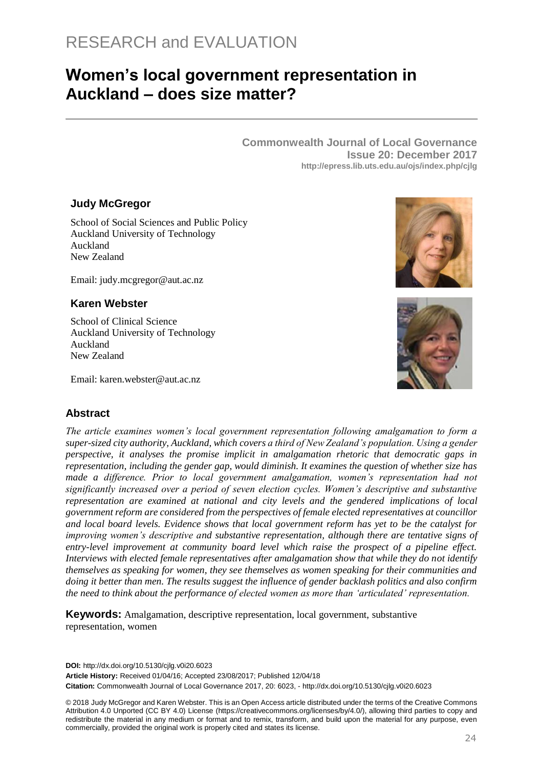RESEARCH and EVALUATION

# Women's local government representation in Auckland – does size matter?

**Commonwealth Journal of Local Governance**
**Issue 20: December 2017**
**http://epress.lib.uts.edu.au/ojs/index.php/cjlg**

### Judy McGregor

School of Social Sciences and Public Policy
Auckland University of Technology
Auckland
New Zealand

Email: judy.mcgregor@aut.ac.nz

### Karen Webster

School of Clinical Science
Auckland University of Technology
Auckland
New Zealand

Email: karen.webster@aut.ac.nz

## Abstract

*The article examines women's local government representation following amalgamation to form a super-sized city authority, Auckland, which covers a third of New Zealand's population. Using a gender perspective, it analyses the promise implicit in amalgamation rhetoric that democratic gaps in representation, including the gender gap, would diminish. It examines the question of whether size has made a difference. Prior to local government amalgamation, women's representation had not significantly increased over a period of seven election cycles. Women's descriptive and substantive representation are examined at national and city levels and the gendered implications of local government reform are considered from the perspectives of female elected representatives at councillor and local board levels. Evidence shows that local government reform has yet to be the catalyst for improving women's descriptive and substantive representation, although there are tentative signs of entry-level improvement at community board level which raise the prospect of a pipeline effect. Interviews with elected female representatives after amalgamation show that while they do not identify themselves as speaking for women, they see themselves as women speaking for their communities and doing it better than men. The results suggest the influence of gender backlash politics and also confirm the need to think about the performance of elected women as more than 'articulated' representation.*

**Keywords:** Amalgamation, descriptive representation, local government, substantive representation, women

**DOI:** http://dx.doi.org/10.5130/cjlg.v0i20.6023
**Article History:** Received 01/04/16; Accepted 23/08/2017; Published 12/04/18
**Citation:** Commonwealth Journal of Local Governance 2017, 20: 6023, - http://dx.doi.org/10.5130/cjlg.v0i20.6023

© 2018 Judy McGregor and Karen Webster. This is an Open Access article distributed under the terms of the Creative Commons Attribution 4.0 Unported (CC BY 4.0) License (https://creativecommons.org/licenses/by/4.0/), allowing third parties to copy and redistribute the material in any medium or format and to remix, transform, and build upon the material for any purpose, even commercially, provided the original work is properly cited and states its license.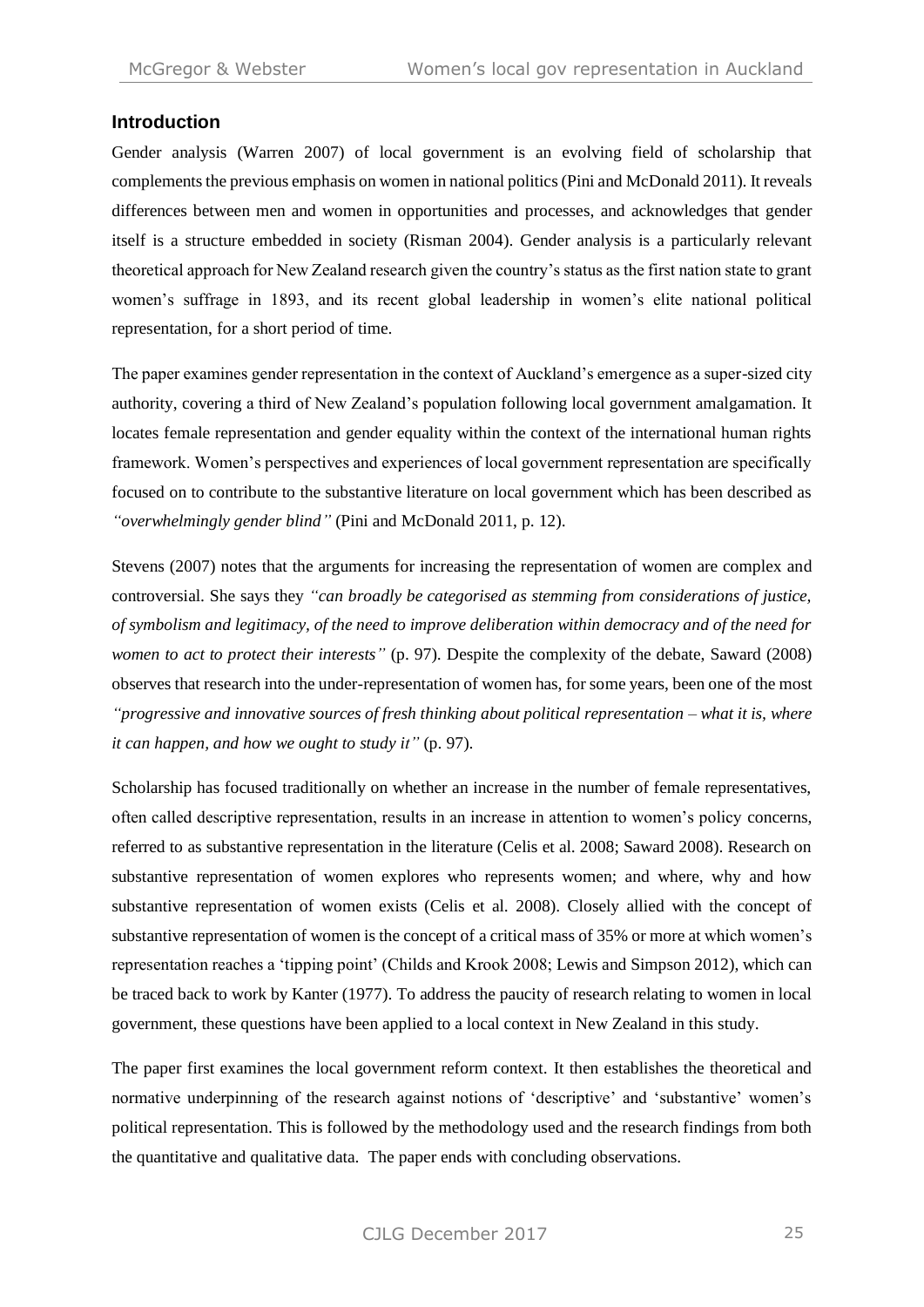## Introduction

Gender analysis (Warren 2007) of local government is an evolving field of scholarship that complements the previous emphasis on women in national politics (Pini and McDonald 2011). It reveals differences between men and women in opportunities and processes, and acknowledges that gender itself is a structure embedded in society (Risman 2004). Gender analysis is a particularly relevant theoretical approach for New Zealand research given the country's status as the first nation state to grant women's suffrage in 1893, and its recent global leadership in women's elite national political representation, for a short period of time.

The paper examines gender representation in the context of Auckland's emergence as a super-sized city authority, covering a third of New Zealand's population following local government amalgamation. It locates female representation and gender equality within the context of the international human rights framework. Women's perspectives and experiences of local government representation are specifically focused on to contribute to the substantive literature on local government which has been described as *"overwhelmingly gender blind"* (Pini and McDonald 2011, p. 12).

Stevens (2007) notes that the arguments for increasing the representation of women are complex and controversial. She says they *"can broadly be categorised as stemming from considerations of justice, of symbolism and legitimacy, of the need to improve deliberation within democracy and of the need for women to act to protect their interests"* (p. 97). Despite the complexity of the debate, Saward (2008) observes that research into the under-representation of women has, for some years, been one of the most *"progressive and innovative sources of fresh thinking about political representation – what it is, where it can happen, and how we ought to study it"* (p. 97).

Scholarship has focused traditionally on whether an increase in the number of female representatives, often called descriptive representation, results in an increase in attention to women's policy concerns, referred to as substantive representation in the literature (Celis et al. 2008; Saward 2008). Research on substantive representation of women explores who represents women; and where, why and how substantive representation of women exists (Celis et al. 2008). Closely allied with the concept of substantive representation of women is the concept of a critical mass of 35% or more at which women's representation reaches a 'tipping point' (Childs and Krook 2008; Lewis and Simpson 2012), which can be traced back to work by Kanter (1977). To address the paucity of research relating to women in local government, these questions have been applied to a local context in New Zealand in this study.

The paper first examines the local government reform context. It then establishes the theoretical and normative underpinning of the research against notions of 'descriptive' and 'substantive' women's political representation. This is followed by the methodology used and the research findings from both the quantitative and qualitative data. The paper ends with concluding observations.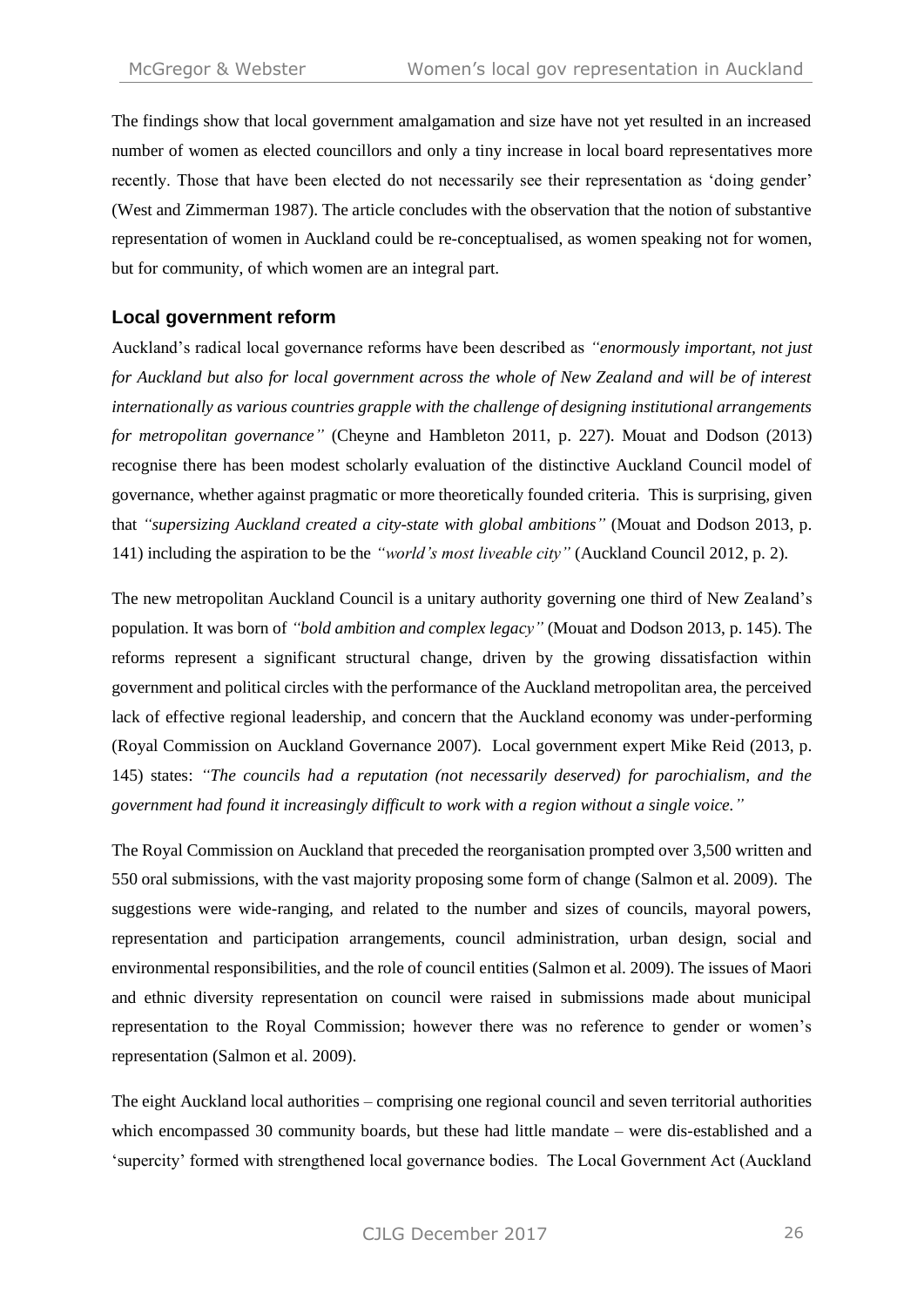The findings show that local government amalgamation and size have not yet resulted in an increased number of women as elected councillors and only a tiny increase in local board representatives more recently. Those that have been elected do not necessarily see their representation as 'doing gender' (West and Zimmerman 1987). The article concludes with the observation that the notion of substantive representation of women in Auckland could be re-conceptualised, as women speaking not for women, but for community, of which women are an integral part.

## Local government reform

Auckland's radical local governance reforms have been described as *"enormously important, not just for Auckland but also for local government across the whole of New Zealand and will be of interest internationally as various countries grapple with the challenge of designing institutional arrangements for metropolitan governance"* (Cheyne and Hambleton 2011, p. 227). Mouat and Dodson (2013) recognise there has been modest scholarly evaluation of the distinctive Auckland Council model of governance, whether against pragmatic or more theoretically founded criteria. This is surprising, given that *"supersizing Auckland created a city-state with global ambitions"* (Mouat and Dodson 2013, p. 141) including the aspiration to be the *"world's most liveable city"* (Auckland Council 2012, p. 2).

The new metropolitan Auckland Council is a unitary authority governing one third of New Zealand's population. It was born of *"bold ambition and complex legacy"* (Mouat and Dodson 2013, p. 145). The reforms represent a significant structural change, driven by the growing dissatisfaction within government and political circles with the performance of the Auckland metropolitan area, the perceived lack of effective regional leadership, and concern that the Auckland economy was under-performing (Royal Commission on Auckland Governance 2007). Local government expert Mike Reid (2013, p. 145) states: *"The councils had a reputation (not necessarily deserved) for parochialism, and the government had found it increasingly difficult to work with a region without a single voice."*

The Royal Commission on Auckland that preceded the reorganisation prompted over 3,500 written and 550 oral submissions, with the vast majority proposing some form of change (Salmon et al. 2009). The suggestions were wide-ranging, and related to the number and sizes of councils, mayoral powers, representation and participation arrangements, council administration, urban design, social and environmental responsibilities, and the role of council entities (Salmon et al. 2009). The issues of Maori and ethnic diversity representation on council were raised in submissions made about municipal representation to the Royal Commission; however there was no reference to gender or women's representation (Salmon et al. 2009).

The eight Auckland local authorities – comprising one regional council and seven territorial authorities which encompassed 30 community boards, but these had little mandate – were dis-established and a 'supercity' formed with strengthened local governance bodies. The Local Government Act (Auckland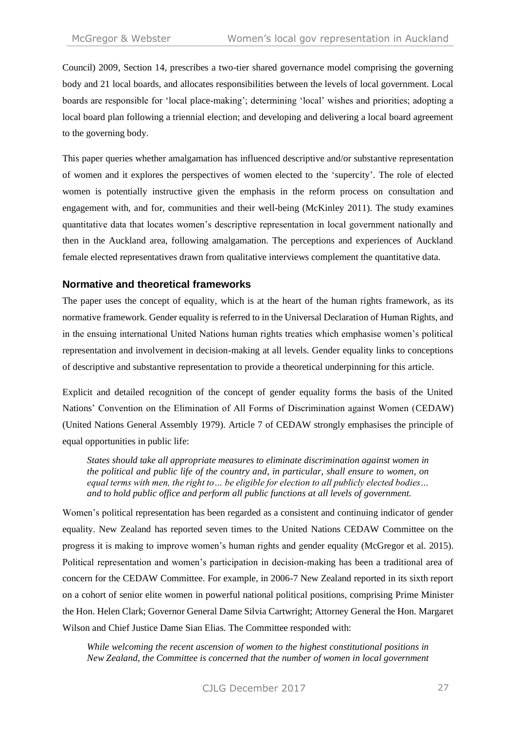Council) 2009, Section 14, prescribes a two-tier shared governance model comprising the governing body and 21 local boards, and allocates responsibilities between the levels of local government. Local boards are responsible for 'local place-making'; determining 'local' wishes and priorities; adopting a local board plan following a triennial election; and developing and delivering a local board agreement to the governing body.

This paper queries whether amalgamation has influenced descriptive and/or substantive representation of women and it explores the perspectives of women elected to the 'supercity'. The role of elected women is potentially instructive given the emphasis in the reform process on consultation and engagement with, and for, communities and their well-being (McKinley 2011). The study examines quantitative data that locates women's descriptive representation in local government nationally and then in the Auckland area, following amalgamation. The perceptions and experiences of Auckland female elected representatives drawn from qualitative interviews complement the quantitative data.

## Normative and theoretical frameworks

The paper uses the concept of equality, which is at the heart of the human rights framework, as its normative framework. Gender equality is referred to in the Universal Declaration of Human Rights, and in the ensuing international United Nations human rights treaties which emphasise women's political representation and involvement in decision-making at all levels. Gender equality links to conceptions of descriptive and substantive representation to provide a theoretical underpinning for this article.

Explicit and detailed recognition of the concept of gender equality forms the basis of the United Nations' Convention on the Elimination of All Forms of Discrimination against Women (CEDAW) (United Nations General Assembly 1979). Article 7 of CEDAW strongly emphasises the principle of equal opportunities in public life:

> *States should take all appropriate measures to eliminate discrimination against women in the political and public life of the country and, in particular, shall ensure to women, on equal terms with men, the right to… be eligible for election to all publicly elected bodies… and to hold public office and perform all public functions at all levels of government.*

Women's political representation has been regarded as a consistent and continuing indicator of gender equality. New Zealand has reported seven times to the United Nations CEDAW Committee on the progress it is making to improve women's human rights and gender equality (McGregor et al. 2015). Political representation and women's participation in decision-making has been a traditional area of concern for the CEDAW Committee. For example, in 2006-7 New Zealand reported in its sixth report on a cohort of senior elite women in powerful national political positions, comprising Prime Minister the Hon. Helen Clark; Governor General Dame Silvia Cartwright; Attorney General the Hon. Margaret Wilson and Chief Justice Dame Sian Elias. The Committee responded with:

> *While welcoming the recent ascension of women to the highest constitutional positions in New Zealand, the Committee is concerned that the number of women in local government*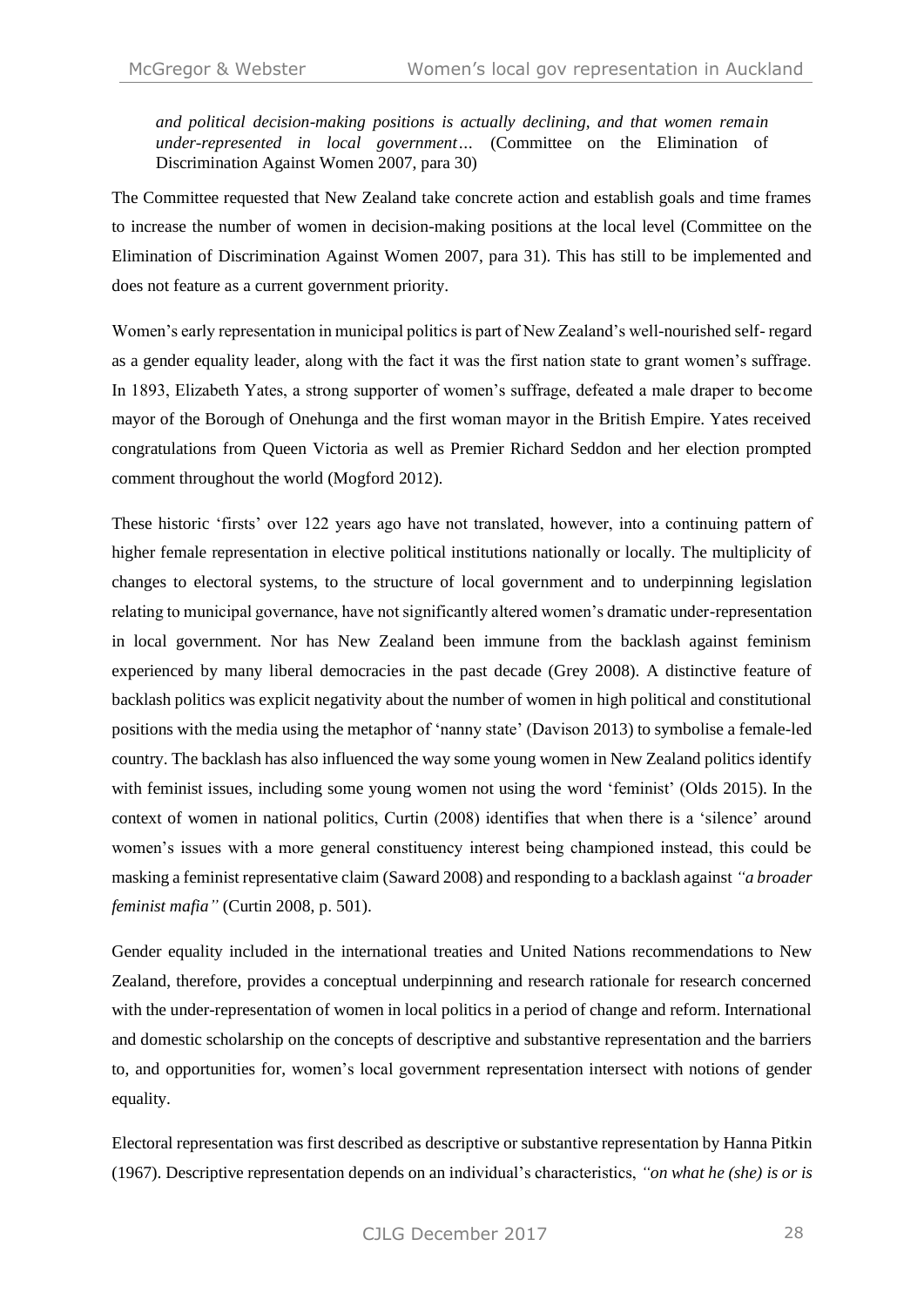*and political decision-making positions is actually declining, and that women remain under-represented in local government…* (Committee on the Elimination of Discrimination Against Women 2007, para 30)

The Committee requested that New Zealand take concrete action and establish goals and time frames to increase the number of women in decision-making positions at the local level (Committee on the Elimination of Discrimination Against Women 2007, para 31). This has still to be implemented and does not feature as a current government priority.

Women's early representation in municipal politics is part of New Zealand's well-nourished self- regard as a gender equality leader, along with the fact it was the first nation state to grant women's suffrage. In 1893, Elizabeth Yates, a strong supporter of women's suffrage, defeated a male draper to become mayor of the Borough of Onehunga and the first woman mayor in the British Empire. Yates received congratulations from Queen Victoria as well as Premier Richard Seddon and her election prompted comment throughout the world (Mogford 2012).

These historic 'firsts' over 122 years ago have not translated, however, into a continuing pattern of higher female representation in elective political institutions nationally or locally. The multiplicity of changes to electoral systems, to the structure of local government and to underpinning legislation relating to municipal governance, have not significantly altered women's dramatic under-representation in local government. Nor has New Zealand been immune from the backlash against feminism experienced by many liberal democracies in the past decade (Grey 2008). A distinctive feature of backlash politics was explicit negativity about the number of women in high political and constitutional positions with the media using the metaphor of 'nanny state' (Davison 2013) to symbolise a female-led country. The backlash has also influenced the way some young women in New Zealand politics identify with feminist issues, including some young women not using the word 'feminist' (Olds 2015). In the context of women in national politics, Curtin (2008) identifies that when there is a 'silence' around women's issues with a more general constituency interest being championed instead, this could be masking a feminist representative claim (Saward 2008) and responding to a backlash against *"a broader feminist mafia"* (Curtin 2008, p. 501).

Gender equality included in the international treaties and United Nations recommendations to New Zealand, therefore, provides a conceptual underpinning and research rationale for research concerned with the under-representation of women in local politics in a period of change and reform. International and domestic scholarship on the concepts of descriptive and substantive representation and the barriers to, and opportunities for, women's local government representation intersect with notions of gender equality.

Electoral representation was first described as descriptive or substantive representation by Hanna Pitkin (1967). Descriptive representation depends on an individual's characteristics, *"on what he (she) is or is*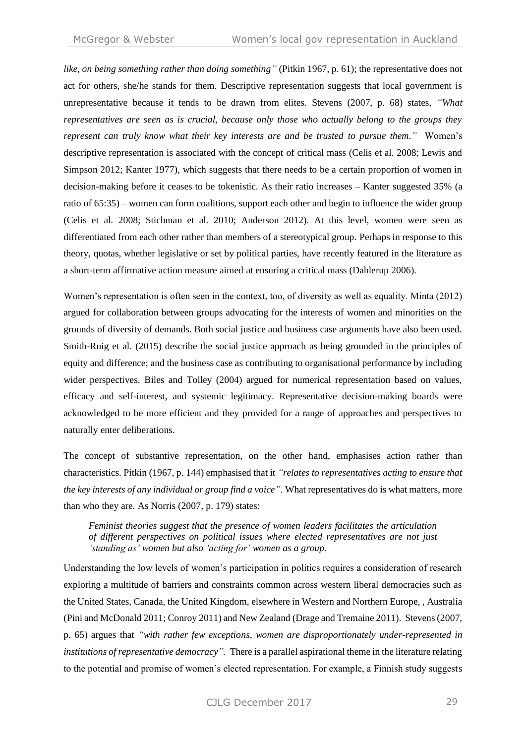*like, on being something rather than doing something"* (Pitkin 1967, p. 61); the representative does not act for others, she/he stands for them. Descriptive representation suggests that local government is unrepresentative because it tends to be drawn from elites. Stevens (2007, p. 68) states, *"What representatives are seen as is crucial, because only those who actually belong to the groups they represent can truly know what their key interests are and be trusted to pursue them."* Women's descriptive representation is associated with the concept of critical mass (Celis et al. 2008; Lewis and Simpson 2012; Kanter 1977), which suggests that there needs to be a certain proportion of women in decision-making before it ceases to be tokenistic. As their ratio increases – Kanter suggested 35% (a ratio of 65:35) – women can form coalitions, support each other and begin to influence the wider group (Celis et al. 2008; Stichman et al. 2010; Anderson 2012). At this level, women were seen as differentiated from each other rather than members of a stereotypical group. Perhaps in response to this theory, quotas, whether legislative or set by political parties, have recently featured in the literature as a short-term affirmative action measure aimed at ensuring a critical mass (Dahlerup 2006).

Women's representation is often seen in the context, too, of diversity as well as equality. Minta (2012) argued for collaboration between groups advocating for the interests of women and minorities on the grounds of diversity of demands. Both social justice and business case arguments have also been used. Smith-Ruig et al. (2015) describe the social justice approach as being grounded in the principles of equity and difference; and the business case as contributing to organisational performance by including wider perspectives. Biles and Tolley (2004) argued for numerical representation based on values, efficacy and self-interest, and systemic legitimacy. Representative decision-making boards were acknowledged to be more efficient and they provided for a range of approaches and perspectives to naturally enter deliberations.

The concept of substantive representation, on the other hand, emphasises action rather than characteristics. Pitkin (1967, p. 144) emphasised that it *"relates to representatives acting to ensure that the key interests of any individual or group find a voice"*. What representatives do is what matters, more than who they are. As Norris (2007, p. 179) states:

> *Feminist theories suggest that the presence of women leaders facilitates the articulation of different perspectives on political issues where elected representatives are not just 'standing as' women but also 'acting for' women as a group.*

Understanding the low levels of women's participation in politics requires a consideration of research exploring a multitude of barriers and constraints common across western liberal democracies such as the United States, Canada, the United Kingdom, elsewhere in Western and Northern Europe, , Australia (Pini and McDonald 2011; Conroy 2011) and New Zealand (Drage and Tremaine 2011). Stevens (2007, p. 65) argues that *"with rather few exceptions, women are disproportionately under-represented in institutions of representative democracy".* There is a parallel aspirational theme in the literature relating to the potential and promise of women's elected representation. For example, a Finnish study suggests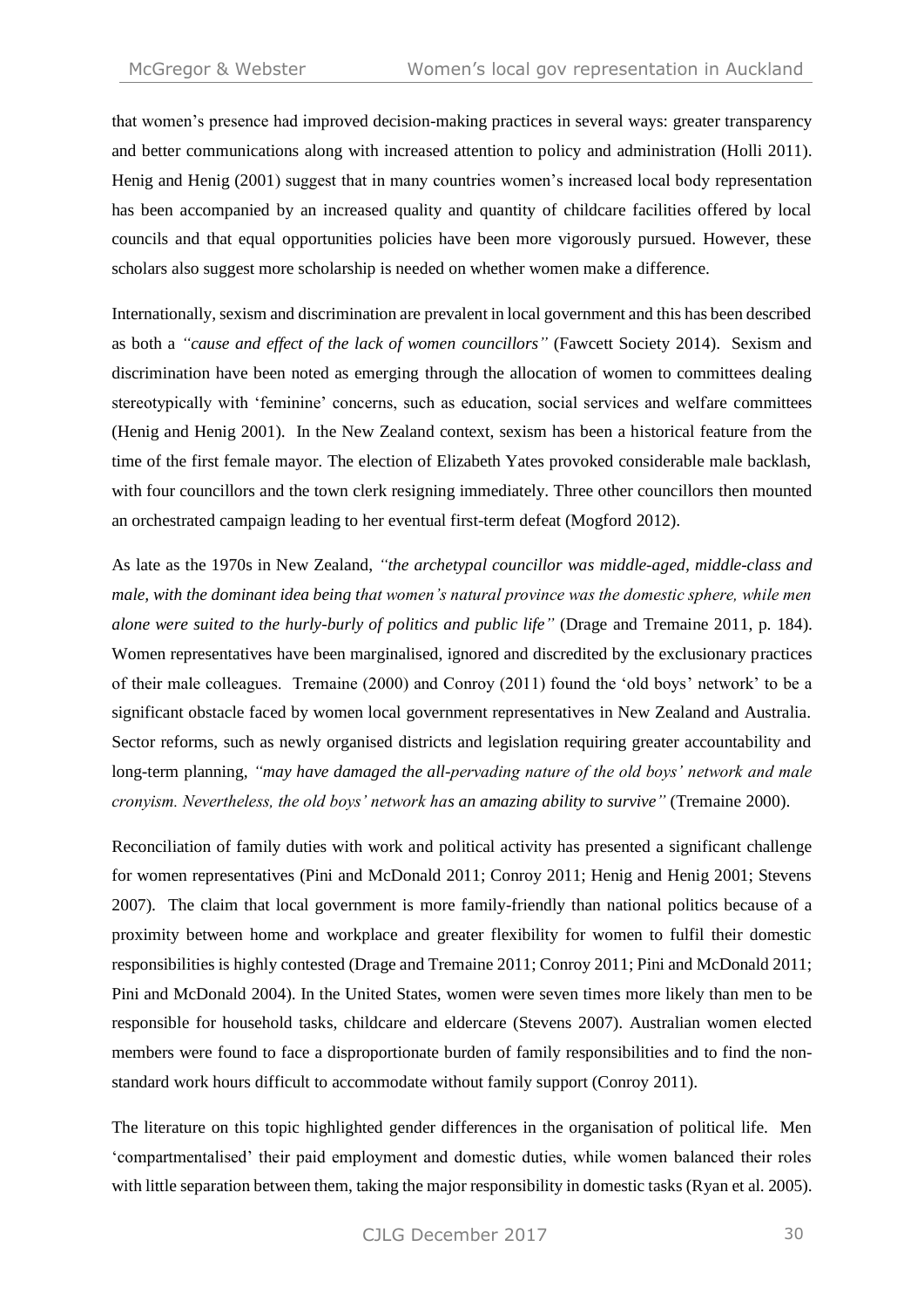that women's presence had improved decision-making practices in several ways: greater transparency and better communications along with increased attention to policy and administration (Holli 2011). Henig and Henig (2001) suggest that in many countries women's increased local body representation has been accompanied by an increased quality and quantity of childcare facilities offered by local councils and that equal opportunities policies have been more vigorously pursued. However, these scholars also suggest more scholarship is needed on whether women make a difference.

Internationally, sexism and discrimination are prevalent in local government and this has been described as both a *"cause and effect of the lack of women councillors"* (Fawcett Society 2014). Sexism and discrimination have been noted as emerging through the allocation of women to committees dealing stereotypically with 'feminine' concerns, such as education, social services and welfare committees (Henig and Henig 2001). In the New Zealand context, sexism has been a historical feature from the time of the first female mayor. The election of Elizabeth Yates provoked considerable male backlash, with four councillors and the town clerk resigning immediately. Three other councillors then mounted an orchestrated campaign leading to her eventual first-term defeat (Mogford 2012).

As late as the 1970s in New Zealand, *"the archetypal councillor was middle-aged, middle-class and male, with the dominant idea being that women's natural province was the domestic sphere, while men alone were suited to the hurly-burly of politics and public life"* (Drage and Tremaine 2011, p. 184). Women representatives have been marginalised, ignored and discredited by the exclusionary practices of their male colleagues. Tremaine (2000) and Conroy (2011) found the 'old boys' network' to be a significant obstacle faced by women local government representatives in New Zealand and Australia. Sector reforms, such as newly organised districts and legislation requiring greater accountability and long-term planning, *"may have damaged the all-pervading nature of the old boys' network and male cronyism. Nevertheless, the old boys' network has an amazing ability to survive"* (Tremaine 2000).

Reconciliation of family duties with work and political activity has presented a significant challenge for women representatives (Pini and McDonald 2011; Conroy 2011; Henig and Henig 2001; Stevens 2007). The claim that local government is more family-friendly than national politics because of a proximity between home and workplace and greater flexibility for women to fulfil their domestic responsibilities is highly contested (Drage and Tremaine 2011; Conroy 2011; Pini and McDonald 2011; Pini and McDonald 2004). In the United States, women were seven times more likely than men to be responsible for household tasks, childcare and eldercare (Stevens 2007). Australian women elected members were found to face a disproportionate burden of family responsibilities and to find the non-standard work hours difficult to accommodate without family support (Conroy 2011).

The literature on this topic highlighted gender differences in the organisation of political life. Men 'compartmentalised' their paid employment and domestic duties, while women balanced their roles with little separation between them, taking the major responsibility in domestic tasks (Ryan et al. 2005).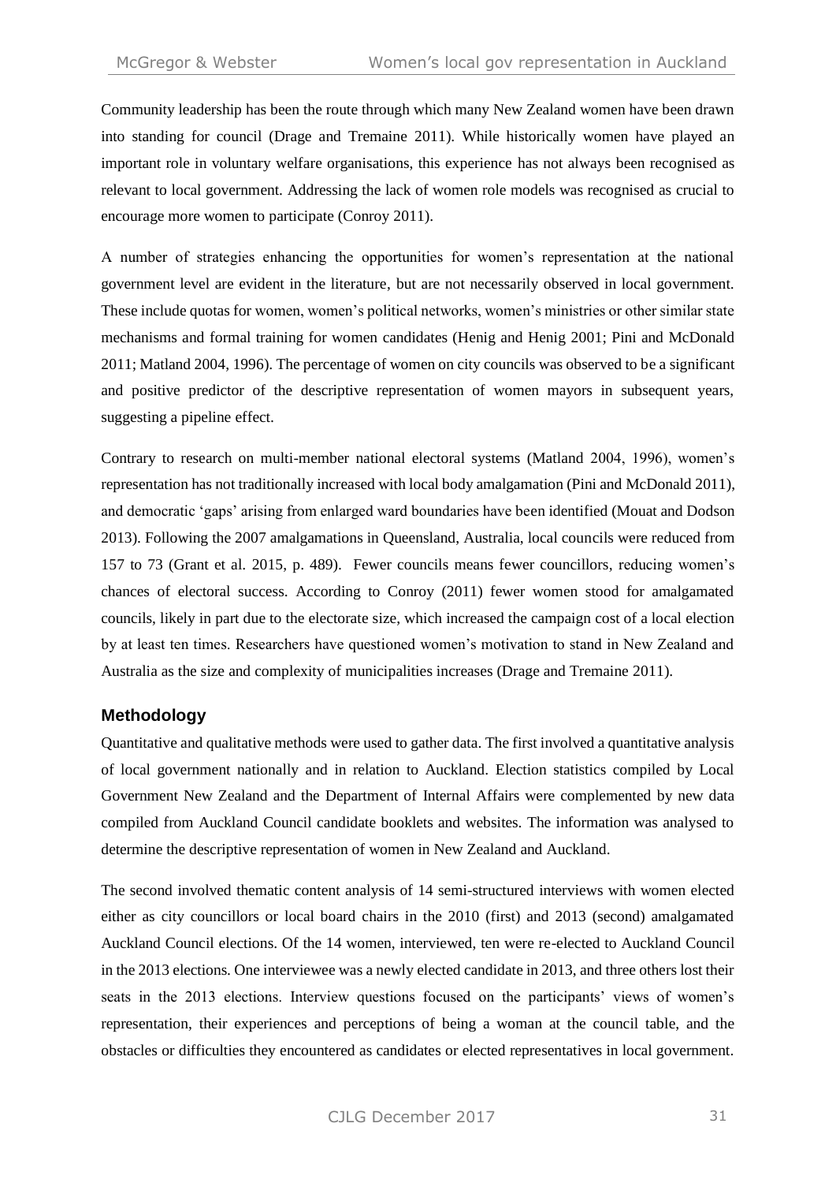Community leadership has been the route through which many New Zealand women have been drawn into standing for council (Drage and Tremaine 2011). While historically women have played an important role in voluntary welfare organisations, this experience has not always been recognised as relevant to local government. Addressing the lack of women role models was recognised as crucial to encourage more women to participate (Conroy 2011).

A number of strategies enhancing the opportunities for women's representation at the national government level are evident in the literature, but are not necessarily observed in local government. These include quotas for women, women's political networks, women's ministries or other similar state mechanisms and formal training for women candidates (Henig and Henig 2001; Pini and McDonald 2011; Matland 2004, 1996). The percentage of women on city councils was observed to be a significant and positive predictor of the descriptive representation of women mayors in subsequent years, suggesting a pipeline effect.

Contrary to research on multi-member national electoral systems (Matland 2004, 1996), women's representation has not traditionally increased with local body amalgamation (Pini and McDonald 2011), and democratic 'gaps' arising from enlarged ward boundaries have been identified (Mouat and Dodson 2013). Following the 2007 amalgamations in Queensland, Australia, local councils were reduced from 157 to 73 (Grant et al. 2015, p. 489). Fewer councils means fewer councillors, reducing women's chances of electoral success. According to Conroy (2011) fewer women stood for amalgamated councils, likely in part due to the electorate size, which increased the campaign cost of a local election by at least ten times. Researchers have questioned women's motivation to stand in New Zealand and Australia as the size and complexity of municipalities increases (Drage and Tremaine 2011).

## Methodology

Quantitative and qualitative methods were used to gather data. The first involved a quantitative analysis of local government nationally and in relation to Auckland. Election statistics compiled by Local Government New Zealand and the Department of Internal Affairs were complemented by new data compiled from Auckland Council candidate booklets and websites. The information was analysed to determine the descriptive representation of women in New Zealand and Auckland.

The second involved thematic content analysis of 14 semi-structured interviews with women elected either as city councillors or local board chairs in the 2010 (first) and 2013 (second) amalgamated Auckland Council elections. Of the 14 women, interviewed, ten were re-elected to Auckland Council in the 2013 elections. One interviewee was a newly elected candidate in 2013, and three others lost their seats in the 2013 elections. Interview questions focused on the participants' views of women's representation, their experiences and perceptions of being a woman at the council table, and the obstacles or difficulties they encountered as candidates or elected representatives in local government.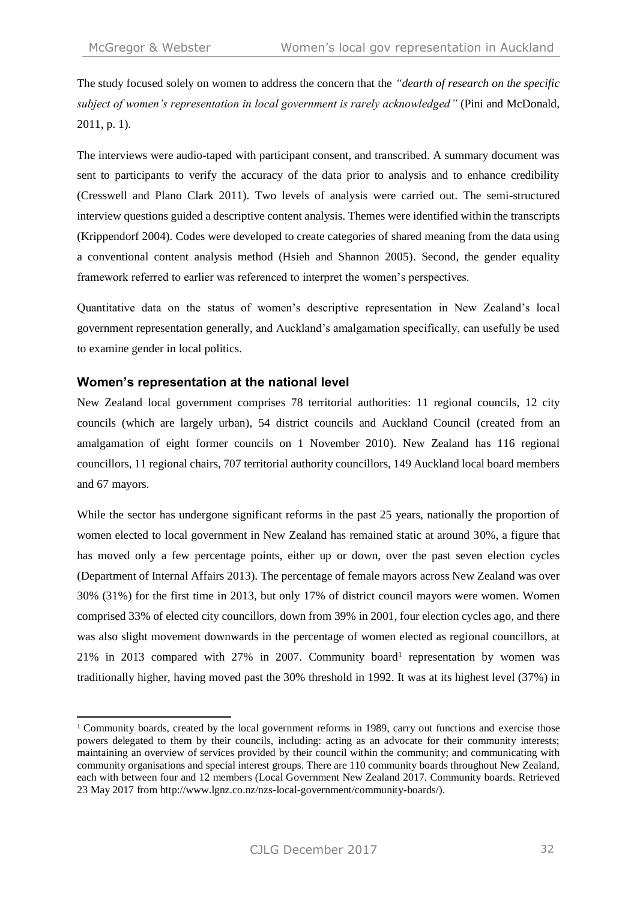The study focused solely on women to address the concern that the *"dearth of research on the specific subject of women's representation in local government is rarely acknowledged"* (Pini and McDonald, 2011, p. 1).

The interviews were audio-taped with participant consent, and transcribed. A summary document was sent to participants to verify the accuracy of the data prior to analysis and to enhance credibility (Cresswell and Plano Clark 2011). Two levels of analysis were carried out. The semi-structured interview questions guided a descriptive content analysis. Themes were identified within the transcripts (Krippendorf 2004). Codes were developed to create categories of shared meaning from the data using a conventional content analysis method (Hsieh and Shannon 2005). Second, the gender equality framework referred to earlier was referenced to interpret the women's perspectives.

Quantitative data on the status of women's descriptive representation in New Zealand's local government representation generally, and Auckland's amalgamation specifically, can usefully be used to examine gender in local politics.

## Women's representation at the national level

New Zealand local government comprises 78 territorial authorities: 11 regional councils, 12 city councils (which are largely urban), 54 district councils and Auckland Council (created from an amalgamation of eight former councils on 1 November 2010). New Zealand has 116 regional councillors, 11 regional chairs, 707 territorial authority councillors, 149 Auckland local board members and 67 mayors.

While the sector has undergone significant reforms in the past 25 years, nationally the proportion of women elected to local government in New Zealand has remained static at around 30%, a figure that has moved only a few percentage points, either up or down, over the past seven election cycles (Department of Internal Affairs 2013). The percentage of female mayors across New Zealand was over 30% (31%) for the first time in 2013, but only 17% of district council mayors were women. Women comprised 33% of elected city councillors, down from 39% in 2001, four election cycles ago, and there was also slight movement downwards in the percentage of women elected as regional councillors, at 21% in 2013 compared with 27% in 2007. Community board[1] representation by women was traditionally higher, having moved past the 30% threshold in 1992. It was at its highest level (37%) in

[1] Community boards, created by the local government reforms in 1989, carry out functions and exercise those powers delegated to them by their councils, including: acting as an advocate for their community interests; maintaining an overview of services provided by their council within the community; and communicating with community organisations and special interest groups. There are 110 community boards throughout New Zealand, each with between four and 12 members (Local Government New Zealand 2017. Community boards. Retrieved 23 May 2017 from http://www.lgnz.co.nz/nzs-local-government/community-boards/).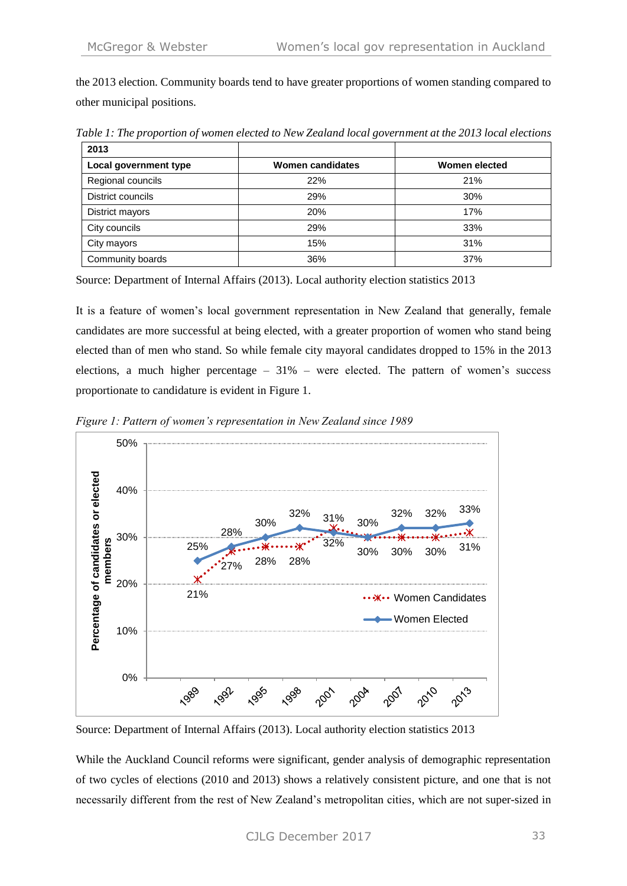the 2013 election. Community boards tend to have greater proportions of women standing compared to other municipal positions.

*Table 1: The proportion of women elected to New Zealand local government at the 2013 local elections*

| 2013 | | |
|---|---|---|
| **Local government type** | **Women candidates** | **Women elected** |
| Regional councils | 22% | 21% |
| District councils | 29% | 30% |
| District mayors | 20% | 17% |
| City councils | 29% | 33% |
| City mayors | 15% | 31% |
| Community boards | 36% | 37% |

Source: Department of Internal Affairs (2013). Local authority election statistics 2013

It is a feature of women's local government representation in New Zealand that generally, female candidates are more successful at being elected, with a greater proportion of women who stand being elected than of men who stand. So while female city mayoral candidates dropped to 15% in the 2013 elections, a much higher percentage – 31% – were elected. The pattern of women's success proportionate to candidature is evident in Figure 1.

*Figure 1: Pattern of women's representation in New Zealand since 1989*

| Year | Women Candidates | Women Elected |
|---|---|---|
| 1989 | 21% | 25% |
| 1992 | 27% | 28% |
| 1995 | 28% | 30% |
| 1998 | 28% | 32% |
| 2001 | 32% | 31% |
| 2004 | 30% | 30% |
| 2007 | 30% | 32% |
| 2010 | 30% | 32% |
| 2013 | 31% | 33% |

Source: Department of Internal Affairs (2013). Local authority election statistics 2013

While the Auckland Council reforms were significant, gender analysis of demographic representation of two cycles of elections (2010 and 2013) shows a relatively consistent picture, and one that is not necessarily different from the rest of New Zealand's metropolitan cities, which are not super-sized in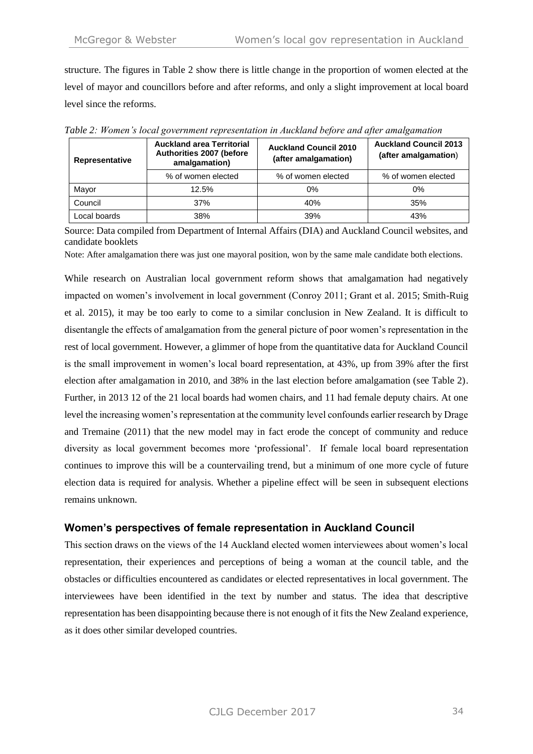structure. The figures in Table 2 show there is little change in the proportion of women elected at the level of mayor and councillors before and after reforms, and only a slight improvement at local board level since the reforms.

*Table 2: Women's local government representation in Auckland before and after amalgamation*

| Representative | Auckland area Territorial Authorities 2007 (before amalgamation) | Auckland Council 2010 (after amalgamation) | Auckland Council 2013 (after amalgamation) |
|---|---|---|---|
| | % of women elected | % of women elected | % of women elected |
| Mayor | 12.5% | 0% | 0% |
| Council | 37% | 40% | 35% |
| Local boards | 38% | 39% | 43% |

Source: Data compiled from Department of Internal Affairs (DIA) and Auckland Council websites, and candidate booklets

Note: After amalgamation there was just one mayoral position, won by the same male candidate both elections.

While research on Australian local government reform shows that amalgamation had negatively impacted on women's involvement in local government (Conroy 2011; Grant et al. 2015; Smith-Ruig et al. 2015), it may be too early to come to a similar conclusion in New Zealand. It is difficult to disentangle the effects of amalgamation from the general picture of poor women's representation in the rest of local government. However, a glimmer of hope from the quantitative data for Auckland Council is the small improvement in women's local board representation, at 43%, up from 39% after the first election after amalgamation in 2010, and 38% in the last election before amalgamation (see Table 2). Further, in 2013 12 of the 21 local boards had women chairs, and 11 had female deputy chairs. At one level the increasing women's representation at the community level confounds earlier research by Drage and Tremaine (2011) that the new model may in fact erode the concept of community and reduce diversity as local government becomes more 'professional'. If female local board representation continues to improve this will be a countervailing trend, but a minimum of one more cycle of future election data is required for analysis. Whether a pipeline effect will be seen in subsequent elections remains unknown.

## Women's perspectives of female representation in Auckland Council

This section draws on the views of the 14 Auckland elected women interviewees about women's local representation, their experiences and perceptions of being a woman at the council table, and the obstacles or difficulties encountered as candidates or elected representatives in local government. The interviewees have been identified in the text by number and status. The idea that descriptive representation has been disappointing because there is not enough of it fits the New Zealand experience, as it does other similar developed countries.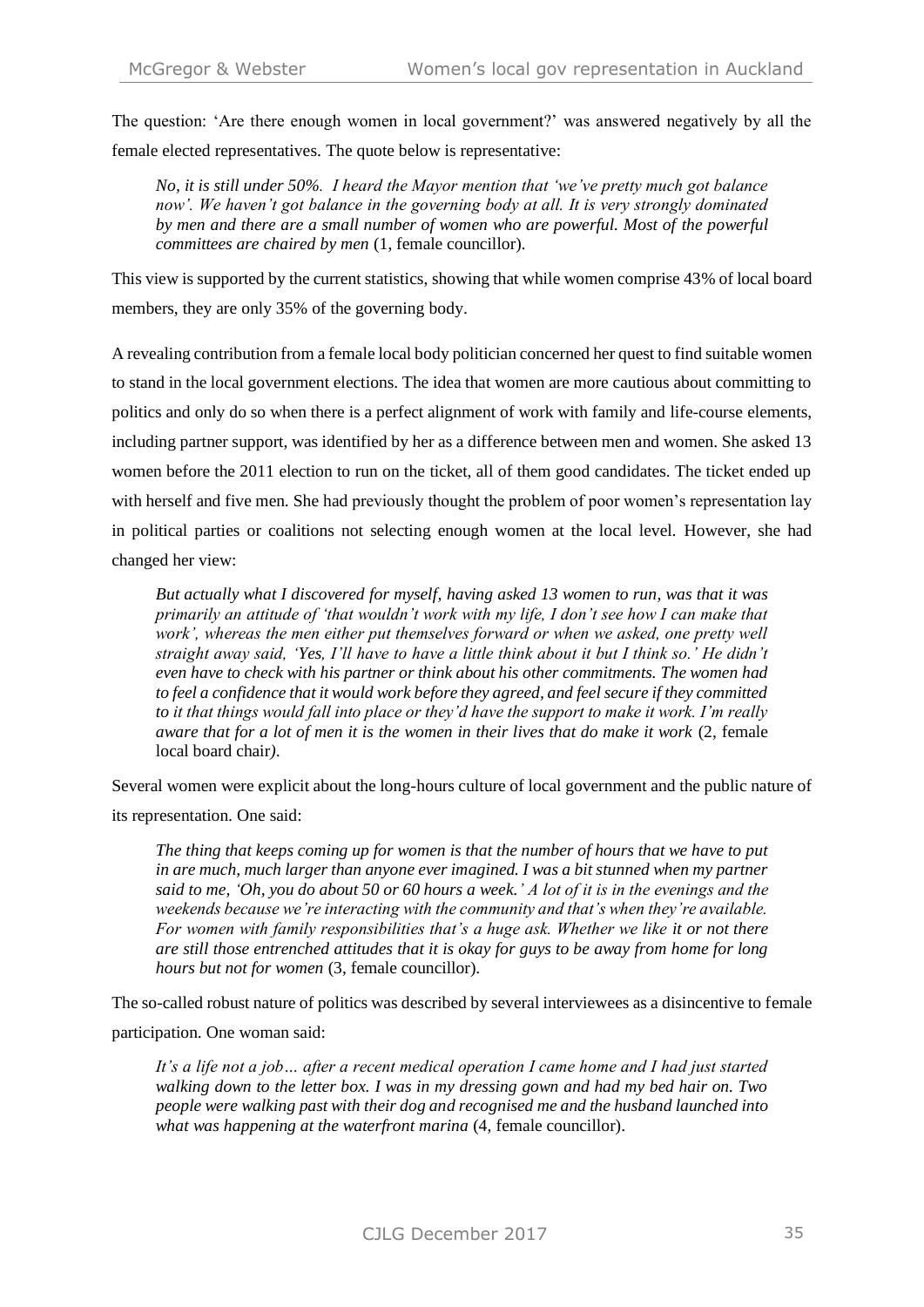The question: 'Are there enough women in local government?' was answered negatively by all the female elected representatives. The quote below is representative:

> *No, it is still under 50%. I heard the Mayor mention that 'we've pretty much got balance now'. We haven't got balance in the governing body at all. It is very strongly dominated by men and there are a small number of women who are powerful. Most of the powerful committees are chaired by men* (1, female councillor).

This view is supported by the current statistics, showing that while women comprise 43% of local board members, they are only 35% of the governing body.

A revealing contribution from a female local body politician concerned her quest to find suitable women to stand in the local government elections. The idea that women are more cautious about committing to politics and only do so when there is a perfect alignment of work with family and life-course elements, including partner support, was identified by her as a difference between men and women. She asked 13 women before the 2011 election to run on the ticket, all of them good candidates. The ticket ended up with herself and five men. She had previously thought the problem of poor women's representation lay in political parties or coalitions not selecting enough women at the local level. However, she had changed her view:

> *But actually what I discovered for myself, having asked 13 women to run, was that it was primarily an attitude of 'that wouldn't work with my life, I don't see how I can make that work', whereas the men either put themselves forward or when we asked, one pretty well straight away said, 'Yes, I'll have to have a little think about it but I think so.' He didn't even have to check with his partner or think about his other commitments. The women had to feel a confidence that it would work before they agreed, and feel secure if they committed to it that things would fall into place or they'd have the support to make it work. I'm really aware that for a lot of men it is the women in their lives that do make it work* (2, female local board chair).

Several women were explicit about the long-hours culture of local government and the public nature of its representation. One said:

> *The thing that keeps coming up for women is that the number of hours that we have to put in are much, much larger than anyone ever imagined. I was a bit stunned when my partner said to me, 'Oh, you do about 50 or 60 hours a week.' A lot of it is in the evenings and the weekends because we're interacting with the community and that's when they're available. For women with family responsibilities that's a huge ask. Whether we like it or not there are still those entrenched attitudes that it is okay for guys to be away from home for long hours but not for women* (3, female councillor).

The so-called robust nature of politics was described by several interviewees as a disincentive to female participation. One woman said:

> *It's a life not a job… after a recent medical operation I came home and I had just started walking down to the letter box. I was in my dressing gown and had my bed hair on. Two people were walking past with their dog and recognised me and the husband launched into what was happening at the waterfront marina* (4, female councillor).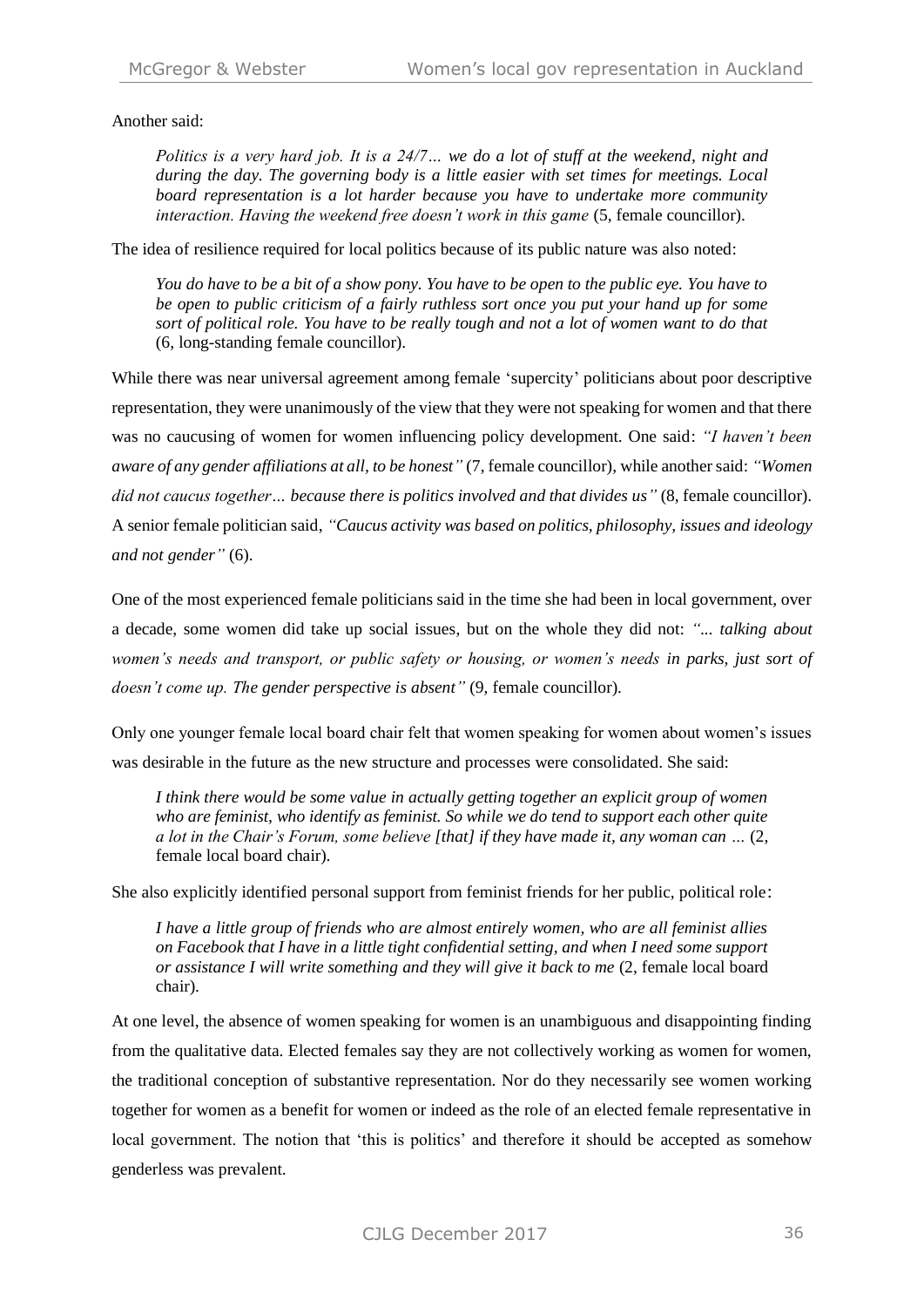Another said:

> *Politics is a very hard job. It is a 24/7… we do a lot of stuff at the weekend, night and during the day. The governing body is a little easier with set times for meetings. Local board representation is a lot harder because you have to undertake more community interaction. Having the weekend free doesn't work in this game* (5, female councillor).

The idea of resilience required for local politics because of its public nature was also noted:

> *You do have to be a bit of a show pony. You have to be open to the public eye. You have to be open to public criticism of a fairly ruthless sort once you put your hand up for some sort of political role. You have to be really tough and not a lot of women want to do that* (6, long-standing female councillor).

While there was near universal agreement among female 'supercity' politicians about poor descriptive representation, they were unanimously of the view that they were not speaking for women and that there was no caucusing of women for women influencing policy development. One said: *"I haven't been aware of any gender affiliations at all, to be honest"* (7, female councillor), while another said: *"Women did not caucus together… because there is politics involved and that divides us"* (8, female councillor). A senior female politician said, *"Caucus activity was based on politics, philosophy, issues and ideology and not gender"* (6).

One of the most experienced female politicians said in the time she had been in local government, over a decade, some women did take up social issues, but on the whole they did not: *"... talking about women's needs and transport, or public safety or housing, or women's needs in parks, just sort of doesn't come up. The gender perspective is absent"* (9, female councillor).

Only one younger female local board chair felt that women speaking for women about women's issues was desirable in the future as the new structure and processes were consolidated. She said:

> *I think there would be some value in actually getting together an explicit group of women who are feminist, who identify as feminist. So while we do tend to support each other quite a lot in the Chair's Forum, some believe [that] if they have made it, any woman can …* (2, female local board chair).

She also explicitly identified personal support from feminist friends for her public, political role:

> *I have a little group of friends who are almost entirely women, who are all feminist allies on Facebook that I have in a little tight confidential setting, and when I need some support or assistance I will write something and they will give it back to me* (2, female local board chair).

At one level, the absence of women speaking for women is an unambiguous and disappointing finding from the qualitative data. Elected females say they are not collectively working as women for women, the traditional conception of substantive representation. Nor do they necessarily see women working together for women as a benefit for women or indeed as the role of an elected female representative in local government. The notion that 'this is politics' and therefore it should be accepted as somehow genderless was prevalent.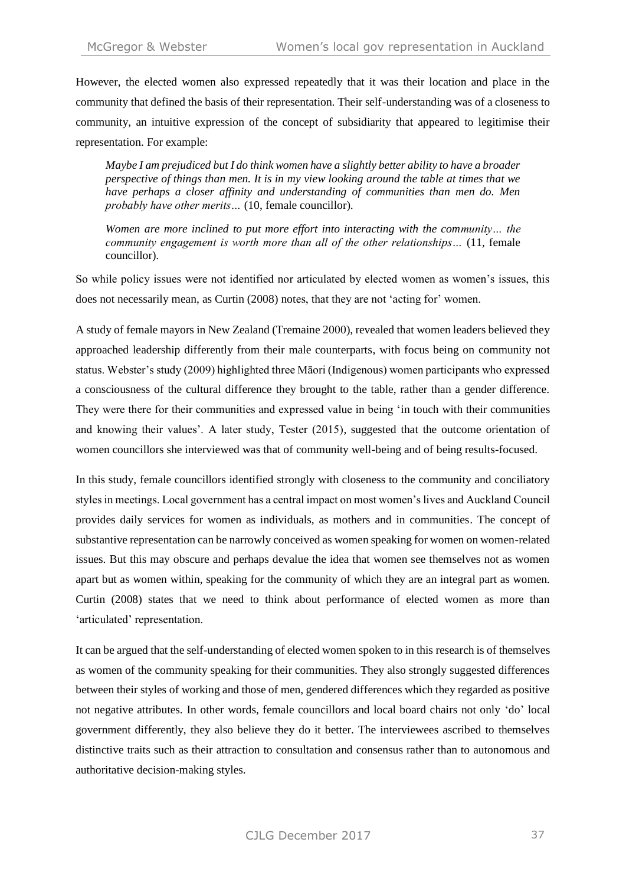However, the elected women also expressed repeatedly that it was their location and place in the community that defined the basis of their representation. Their self-understanding was of a closeness to community, an intuitive expression of the concept of subsidiarity that appeared to legitimise their representation. For example:

> *Maybe I am prejudiced but I do think women have a slightly better ability to have a broader perspective of things than men. It is in my view looking around the table at times that we have perhaps a closer affinity and understanding of communities than men do. Men probably have other merits…* (10, female councillor).

> *Women are more inclined to put more effort into interacting with the community… the community engagement is worth more than all of the other relationships…* (11, female councillor).

So while policy issues were not identified nor articulated by elected women as women's issues, this does not necessarily mean, as Curtin (2008) notes, that they are not 'acting for' women.

A study of female mayors in New Zealand (Tremaine 2000), revealed that women leaders believed they approached leadership differently from their male counterparts, with focus being on community not status. Webster's study (2009) highlighted three Māori (Indigenous) women participants who expressed a consciousness of the cultural difference they brought to the table, rather than a gender difference. They were there for their communities and expressed value in being 'in touch with their communities and knowing their values'. A later study, Tester (2015), suggested that the outcome orientation of women councillors she interviewed was that of community well-being and of being results-focused.

In this study, female councillors identified strongly with closeness to the community and conciliatory styles in meetings. Local government has a central impact on most women's lives and Auckland Council provides daily services for women as individuals, as mothers and in communities. The concept of substantive representation can be narrowly conceived as women speaking for women on women-related issues. But this may obscure and perhaps devalue the idea that women see themselves not as women apart but as women within, speaking for the community of which they are an integral part as women. Curtin (2008) states that we need to think about performance of elected women as more than 'articulated' representation.

It can be argued that the self-understanding of elected women spoken to in this research is of themselves as women of the community speaking for their communities. They also strongly suggested differences between their styles of working and those of men, gendered differences which they regarded as positive not negative attributes. In other words, female councillors and local board chairs not only 'do' local government differently, they also believe they do it better. The interviewees ascribed to themselves distinctive traits such as their attraction to consultation and consensus rather than to autonomous and authoritative decision-making styles.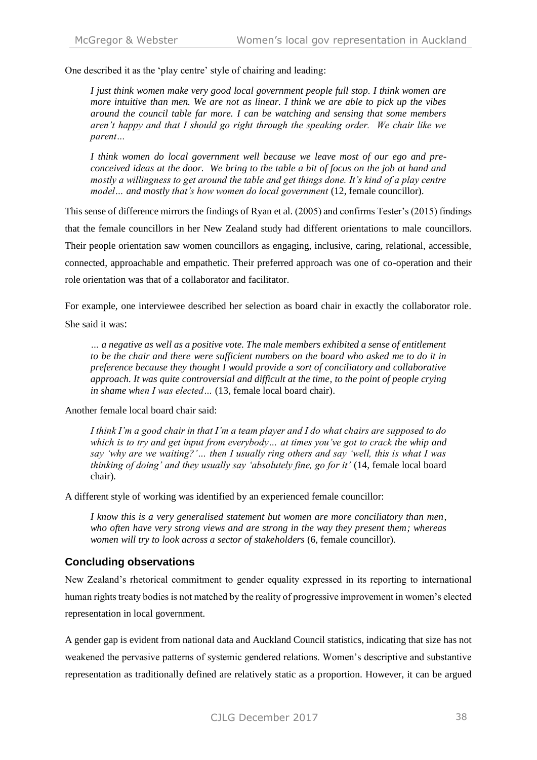One described it as the 'play centre' style of chairing and leading:

> *I just think women make very good local government people full stop. I think women are more intuitive than men. We are not as linear. I think we are able to pick up the vibes around the council table far more. I can be watching and sensing that some members aren't happy and that I should go right through the speaking order. We chair like we parent…*
>
> *I think women do local government well because we leave most of our ego and pre-conceived ideas at the door. We bring to the table a bit of focus on the job at hand and mostly a willingness to get around the table and get things done. It's kind of a play centre model… and mostly that's how women do local government* (12, female councillor).

This sense of difference mirrors the findings of Ryan et al. (2005) and confirms Tester's (2015) findings that the female councillors in her New Zealand study had different orientations to male councillors. Their people orientation saw women councillors as engaging, inclusive, caring, relational, accessible, connected, approachable and empathetic. Their preferred approach was one of co-operation and their role orientation was that of a collaborator and facilitator.

For example, one interviewee described her selection as board chair in exactly the collaborator role. She said it was:

> *… a negative as well as a positive vote. The male members exhibited a sense of entitlement to be the chair and there were sufficient numbers on the board who asked me to do it in preference because they thought I would provide a sort of conciliatory and collaborative approach. It was quite controversial and difficult at the time, to the point of people crying in shame when I was elected…* (13, female local board chair).

Another female local board chair said:

> *I think I'm a good chair in that I'm a team player and I do what chairs are supposed to do which is to try and get input from everybody… at times you've got to crack the whip and say 'why are we waiting?'… then I usually ring others and say 'well, this is what I was thinking of doing' and they usually say 'absolutely fine, go for it'* (14, female local board chair).

A different style of working was identified by an experienced female councillor:

> *I know this is a very generalised statement but women are more conciliatory than men, who often have very strong views and are strong in the way they present them; whereas women will try to look across a sector of stakeholders* (6, female councillor).

## Concluding observations

New Zealand's rhetorical commitment to gender equality expressed in its reporting to international human rights treaty bodies is not matched by the reality of progressive improvement in women's elected representation in local government.

A gender gap is evident from national data and Auckland Council statistics, indicating that size has not weakened the pervasive patterns of systemic gendered relations. Women's descriptive and substantive representation as traditionally defined are relatively static as a proportion. However, it can be argued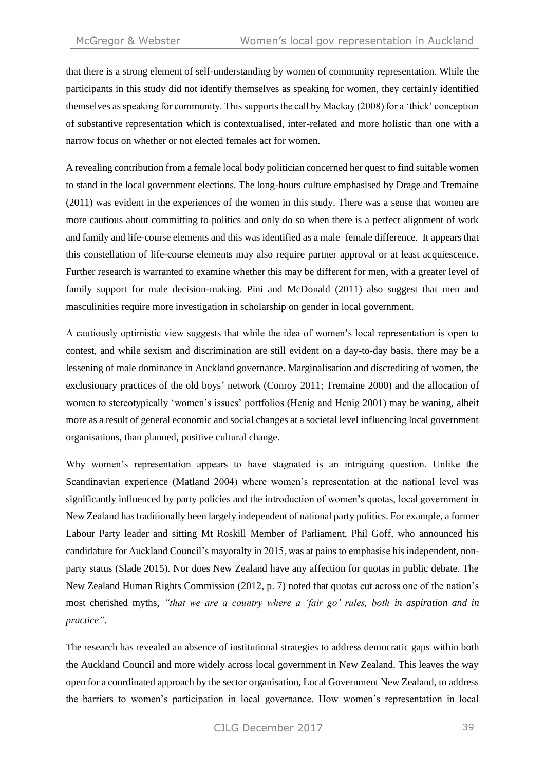that there is a strong element of self-understanding by women of community representation. While the participants in this study did not identify themselves as speaking for women, they certainly identified themselves as speaking for community. This supports the call by Mackay (2008) for a 'thick' conception of substantive representation which is contextualised, inter-related and more holistic than one with a narrow focus on whether or not elected females act for women.

A revealing contribution from a female local body politician concerned her quest to find suitable women to stand in the local government elections. The long-hours culture emphasised by Drage and Tremaine (2011) was evident in the experiences of the women in this study. There was a sense that women are more cautious about committing to politics and only do so when there is a perfect alignment of work and family and life-course elements and this was identified as a male–female difference. It appears that this constellation of life-course elements may also require partner approval or at least acquiescence. Further research is warranted to examine whether this may be different for men, with a greater level of family support for male decision-making. Pini and McDonald (2011) also suggest that men and masculinities require more investigation in scholarship on gender in local government.

A cautiously optimistic view suggests that while the idea of women's local representation is open to contest, and while sexism and discrimination are still evident on a day-to-day basis, there may be a lessening of male dominance in Auckland governance. Marginalisation and discrediting of women, the exclusionary practices of the old boys' network (Conroy 2011; Tremaine 2000) and the allocation of women to stereotypically 'women's issues' portfolios (Henig and Henig 2001) may be waning, albeit more as a result of general economic and social changes at a societal level influencing local government organisations, than planned, positive cultural change.

Why women's representation appears to have stagnated is an intriguing question. Unlike the Scandinavian experience (Matland 2004) where women's representation at the national level was significantly influenced by party policies and the introduction of women's quotas, local government in New Zealand has traditionally been largely independent of national party politics. For example, a former Labour Party leader and sitting Mt Roskill Member of Parliament, Phil Goff, who announced his candidature for Auckland Council's mayoralty in 2015, was at pains to emphasise his independent, non-party status (Slade 2015). Nor does New Zealand have any affection for quotas in public debate. The New Zealand Human Rights Commission (2012, p. 7) noted that quotas cut across one of the nation's most cherished myths, *"that we are a country where a 'fair go' rules, both in aspiration and in practice"*.

The research has revealed an absence of institutional strategies to address democratic gaps within both the Auckland Council and more widely across local government in New Zealand. This leaves the way open for a coordinated approach by the sector organisation, Local Government New Zealand, to address the barriers to women's participation in local governance. How women's representation in local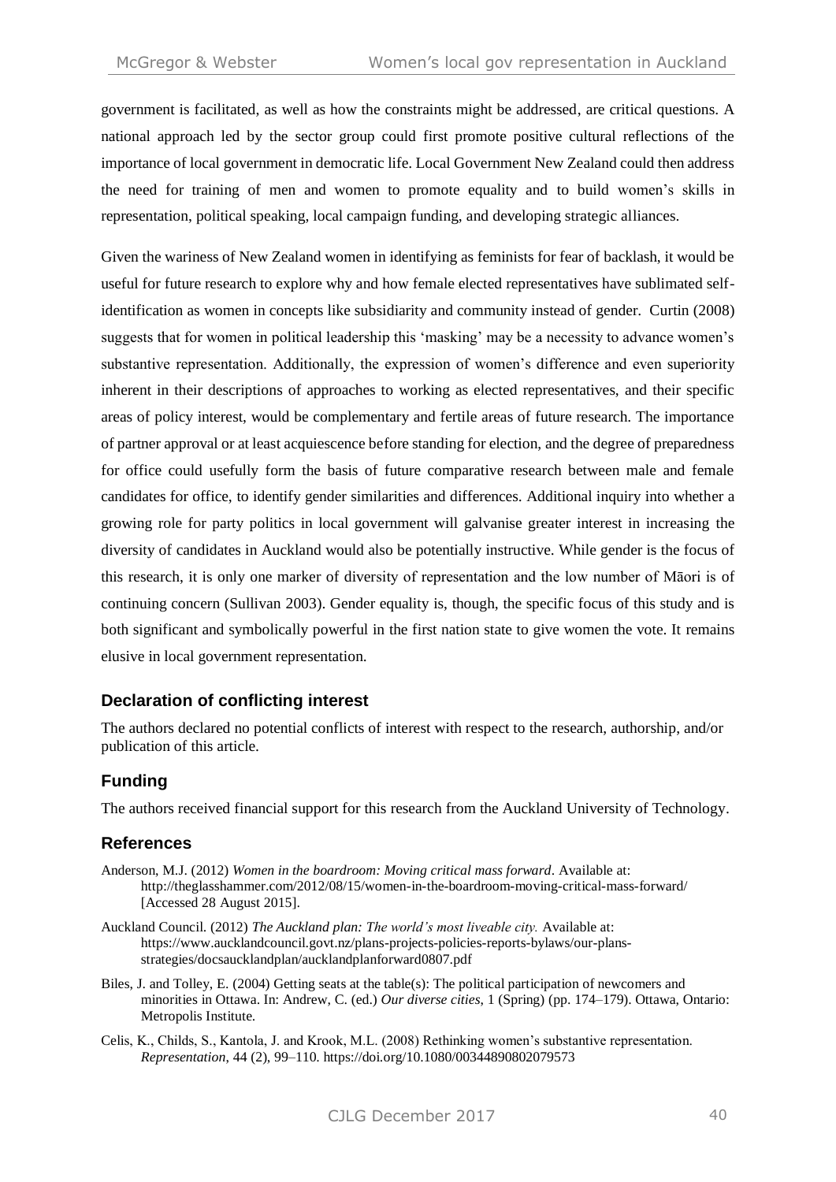government is facilitated, as well as how the constraints might be addressed, are critical questions. A national approach led by the sector group could first promote positive cultural reflections of the importance of local government in democratic life. Local Government New Zealand could then address the need for training of men and women to promote equality and to build women's skills in representation, political speaking, local campaign funding, and developing strategic alliances.

Given the wariness of New Zealand women in identifying as feminists for fear of backlash, it would be useful for future research to explore why and how female elected representatives have sublimated self-identification as women in concepts like subsidiarity and community instead of gender. Curtin (2008) suggests that for women in political leadership this 'masking' may be a necessity to advance women's substantive representation. Additionally, the expression of women's difference and even superiority inherent in their descriptions of approaches to working as elected representatives, and their specific areas of policy interest, would be complementary and fertile areas of future research. The importance of partner approval or at least acquiescence before standing for election, and the degree of preparedness for office could usefully form the basis of future comparative research between male and female candidates for office, to identify gender similarities and differences. Additional inquiry into whether a growing role for party politics in local government will galvanise greater interest in increasing the diversity of candidates in Auckland would also be potentially instructive. While gender is the focus of this research, it is only one marker of diversity of representation and the low number of Māori is of continuing concern (Sullivan 2003). Gender equality is, though, the specific focus of this study and is both significant and symbolically powerful in the first nation state to give women the vote. It remains elusive in local government representation.

## Declaration of conflicting interest

The authors declared no potential conflicts of interest with respect to the research, authorship, and/or publication of this article.

## Funding

The authors received financial support for this research from the Auckland University of Technology.

## References

Anderson, M.J. (2012) *Women in the boardroom: Moving critical mass forward*. Available at: http://theglasshammer.com/2012/08/15/women-in-the-boardroom-moving-critical-mass-forward/ [Accessed 28 August 2015].

Auckland Council. (2012) *The Auckland plan: The world's most liveable city.* Available at: https://www.aucklandcouncil.govt.nz/plans-projects-policies-reports-bylaws/our-plans-strategies/docsaucklandplan/aucklandplanforward0807.pdf

Biles, J. and Tolley, E. (2004) Getting seats at the table(s): The political participation of newcomers and minorities in Ottawa. In: Andrew, C. (ed.) *Our diverse cities*, 1 (Spring) (pp. 174–179). Ottawa, Ontario: Metropolis Institute.

Celis, K., Childs, S., Kantola, J. and Krook, M.L. (2008) Rethinking women's substantive representation. *Representation*, 44 (2), 99–110. https://doi.org/10.1080/00344890802079573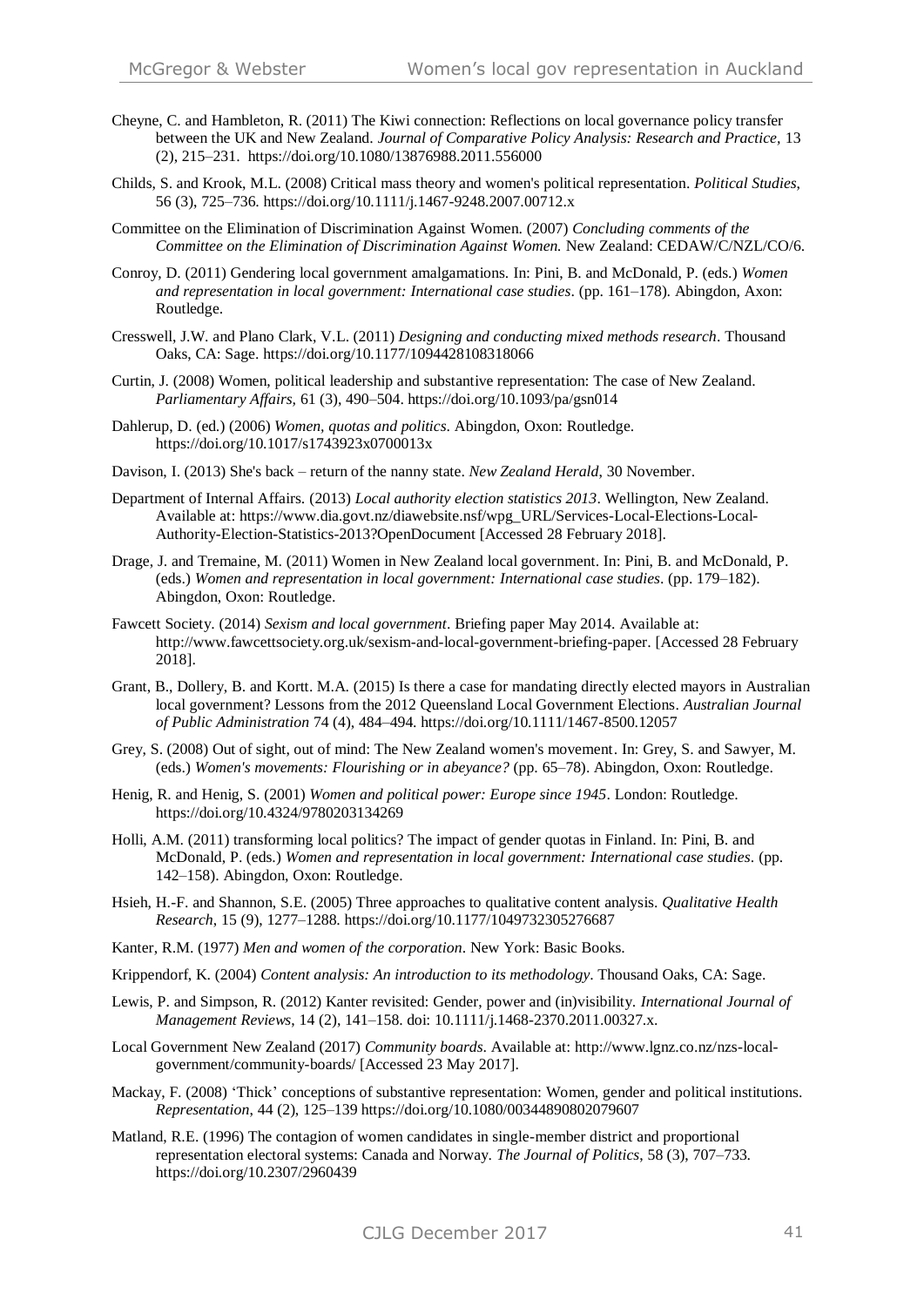Cheyne, C. and Hambleton, R. (2011) The Kiwi connection: Reflections on local governance policy transfer between the UK and New Zealand. *Journal of Comparative Policy Analysis: Research and Practice*, 13 (2), 215–231. https://doi.org/10.1080/13876988.2011.556000

Childs, S. and Krook, M.L. (2008) Critical mass theory and women's political representation. *Political Studies*, 56 (3), 725–736. https://doi.org/10.1111/j.1467-9248.2007.00712.x

Committee on the Elimination of Discrimination Against Women. (2007) *Concluding comments of the Committee on the Elimination of Discrimination Against Women.* New Zealand: CEDAW/C/NZL/CO/6.

Conroy, D. (2011) Gendering local government amalgamations. In: Pini, B. and McDonald, P. (eds.) *Women and representation in local government: International case studies*. (pp. 161–178). Abingdon, Axon: Routledge.

Cresswell, J.W. and Plano Clark, V.L. (2011) *Designing and conducting mixed methods research*. Thousand Oaks, CA: Sage. https://doi.org/10.1177/1094428108318066

Curtin, J. (2008) Women, political leadership and substantive representation: The case of New Zealand. *Parliamentary Affairs*, 61 (3), 490–504. https://doi.org/10.1093/pa/gsn014

Dahlerup, D. (ed.) (2006) *Women, quotas and politics*. Abingdon, Oxon: Routledge. https://doi.org/10.1017/s1743923x0700013x

Davison, I. (2013) She's back – return of the nanny state. *New Zealand Herald*, 30 November.

Department of Internal Affairs. (2013) *Local authority election statistics 2013*. Wellington, New Zealand. Available at: https://www.dia.govt.nz/diawebsite.nsf/wpg_URL/Services-Local-Elections-Local-Authority-Election-Statistics-2013?OpenDocument [Accessed 28 February 2018].

Drage, J. and Tremaine, M. (2011) Women in New Zealand local government. In: Pini, B. and McDonald, P. (eds.) *Women and representation in local government: International case studies*. (pp. 179–182). Abingdon, Oxon: Routledge.

Fawcett Society. (2014) *Sexism and local government*. Briefing paper May 2014. Available at: http://www.fawcettsociety.org.uk/sexism-and-local-government-briefing-paper. [Accessed 28 February 2018].

Grant, B., Dollery, B. and Kortt. M.A. (2015) Is there a case for mandating directly elected mayors in Australian local government? Lessons from the 2012 Queensland Local Government Elections. *Australian Journal of Public Administration* 74 (4), 484–494. https://doi.org/10.1111/1467-8500.12057

Grey, S. (2008) Out of sight, out of mind: The New Zealand women's movement. In: Grey, S. and Sawyer, M. (eds.) *Women's movements: Flourishing or in abeyance?* (pp. 65–78). Abingdon, Oxon: Routledge.

Henig, R. and Henig, S. (2001) *Women and political power: Europe since 1945*. London: Routledge. https://doi.org/10.4324/9780203134269

Holli, A.M. (2011) transforming local politics? The impact of gender quotas in Finland. In: Pini, B. and McDonald, P. (eds.) *Women and representation in local government: International case studies*. (pp. 142–158). Abingdon, Oxon: Routledge.

Hsieh, H.-F. and Shannon, S.E. (2005) Three approaches to qualitative content analysis. *Qualitative Health Research*, 15 (9), 1277–1288. https://doi.org/10.1177/1049732305276687

Kanter, R.M. (1977) *Men and women of the corporation*. New York: Basic Books.

Krippendorf, K. (2004) *Content analysis: An introduction to its methodology*. Thousand Oaks, CA: Sage.

Lewis, P. and Simpson, R. (2012) Kanter revisited: Gender, power and (in)visibility. *International Journal of Management Reviews*, 14 (2), 141–158. doi: 10.1111/j.1468-2370.2011.00327.x.

Local Government New Zealand (2017) *Community boards*. Available at: http://www.lgnz.co.nz/nzs-local-government/community-boards/ [Accessed 23 May 2017].

Mackay, F. (2008) 'Thick' conceptions of substantive representation: Women, gender and political institutions. *Representation*, 44 (2), 125–139 https://doi.org/10.1080/00344890802079607

Matland, R.E. (1996) The contagion of women candidates in single-member district and proportional representation electoral systems: Canada and Norway. *The Journal of Politics*, 58 (3), 707–733. https://doi.org/10.2307/2960439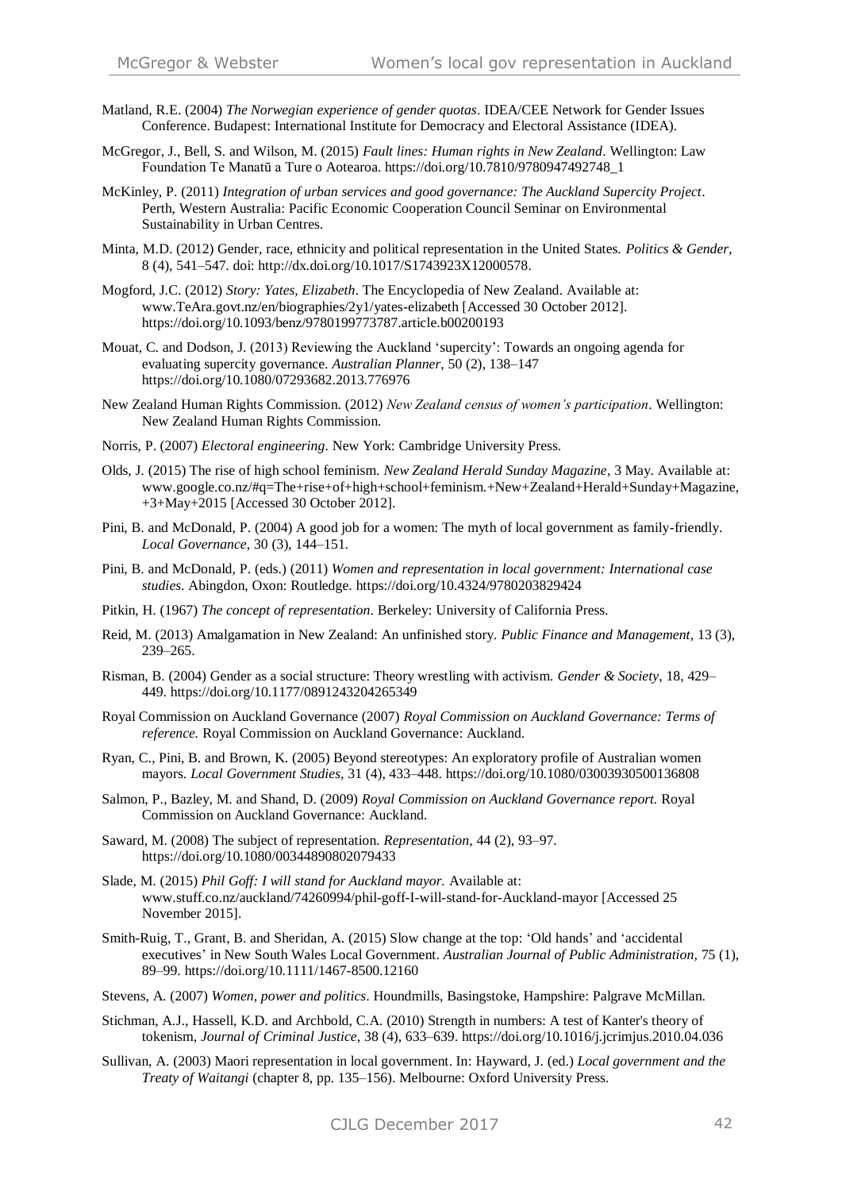Matland, R.E. (2004) *The Norwegian experience of gender quotas*. IDEA/CEE Network for Gender Issues Conference. Budapest: International Institute for Democracy and Electoral Assistance (IDEA).

McGregor, J., Bell, S. and Wilson, M. (2015) *Fault lines: Human rights in New Zealand*. Wellington: Law Foundation Te Manatū a Ture o Aotearoa. https://doi.org/10.7810/9780947492748_1

McKinley, P. (2011) *Integration of urban services and good governance: The Auckland Supercity Project*. Perth, Western Australia: Pacific Economic Cooperation Council Seminar on Environmental Sustainability in Urban Centres.

Minta, M.D. (2012) Gender, race, ethnicity and political representation in the United States. *Politics & Gender*, 8 (4), 541–547. doi: http://dx.doi.org/10.1017/S1743923X12000578.

Mogford, J.C. (2012) *Story: Yates, Elizabeth*. The Encyclopedia of New Zealand. Available at: www.TeAra.govt.nz/en/biographies/2y1/yates-elizabeth [Accessed 30 October 2012]. https://doi.org/10.1093/benz/9780199773787.article.b00200193

Mouat, C. and Dodson, J. (2013) Reviewing the Auckland 'supercity': Towards an ongoing agenda for evaluating supercity governance. *Australian Planner*, 50 (2), 138–147 https://doi.org/10.1080/07293682.2013.776976

New Zealand Human Rights Commission. (2012) *New Zealand census of women's participation*. Wellington: New Zealand Human Rights Commission.

Norris, P. (2007) *Electoral engineering*. New York: Cambridge University Press.

Olds, J. (2015) The rise of high school feminism. *New Zealand Herald Sunday Magazine*, 3 May. Available at: www.google.co.nz/#q=The+rise+of+high+school+feminism.+New+Zealand+Herald+Sunday+Magazine, +3+May+2015 [Accessed 30 October 2012].

Pini, B. and McDonald, P. (2004) A good job for a women: The myth of local government as family-friendly. *Local Governance*, 30 (3), 144–151.

Pini, B. and McDonald, P. (eds.) (2011) *Women and representation in local government: International case studies*. Abingdon, Oxon: Routledge. https://doi.org/10.4324/9780203829424

Pitkin, H. (1967) *The concept of representation*. Berkeley: University of California Press.

Reid, M. (2013) Amalgamation in New Zealand: An unfinished story. *Public Finance and Management*, 13 (3), 239–265.

Risman, B. (2004) Gender as a social structure: Theory wrestling with activism. *Gender & Society*, 18, 429–449. https://doi.org/10.1177/0891243204265349

Royal Commission on Auckland Governance (2007) *Royal Commission on Auckland Governance: Terms of reference.* Royal Commission on Auckland Governance: Auckland.

Ryan, C., Pini, B. and Brown, K. (2005) Beyond stereotypes: An exploratory profile of Australian women mayors. *Local Government Studies*, 31 (4), 433–448. https://doi.org/10.1080/03003930500136808

Salmon, P., Bazley, M. and Shand, D. (2009) *Royal Commission on Auckland Governance report.* Royal Commission on Auckland Governance: Auckland.

Saward, M. (2008) The subject of representation. *Representation*, 44 (2), 93–97. https://doi.org/10.1080/00344890802079433

Slade, M. (2015) *Phil Goff: I will stand for Auckland mayor.* Available at: www.stuff.co.nz/auckland/74260994/phil-goff-I-will-stand-for-Auckland-mayor [Accessed 25 November 2015].

Smith-Ruig, T., Grant, B. and Sheridan, A. (2015) Slow change at the top: 'Old hands' and 'accidental executives' in New South Wales Local Government. *Australian Journal of Public Administration,* 75 (1), 89–99. https://doi.org/10.1111/1467-8500.12160

Stevens, A. (2007) *Women, power and politics*. Houndmills, Basingstoke, Hampshire: Palgrave McMillan.

Stichman, A.J., Hassell, K.D. and Archbold, C.A. (2010) Strength in numbers: A test of Kanter's theory of tokenism, *Journal of Criminal Justice*, 38 (4), 633–639. https://doi.org/10.1016/j.jcrimjus.2010.04.036

Sullivan, A. (2003) Maori representation in local government. In: Hayward, J. (ed.) *Local government and the Treaty of Waitangi* (chapter 8, pp. 135–156). Melbourne: Oxford University Press.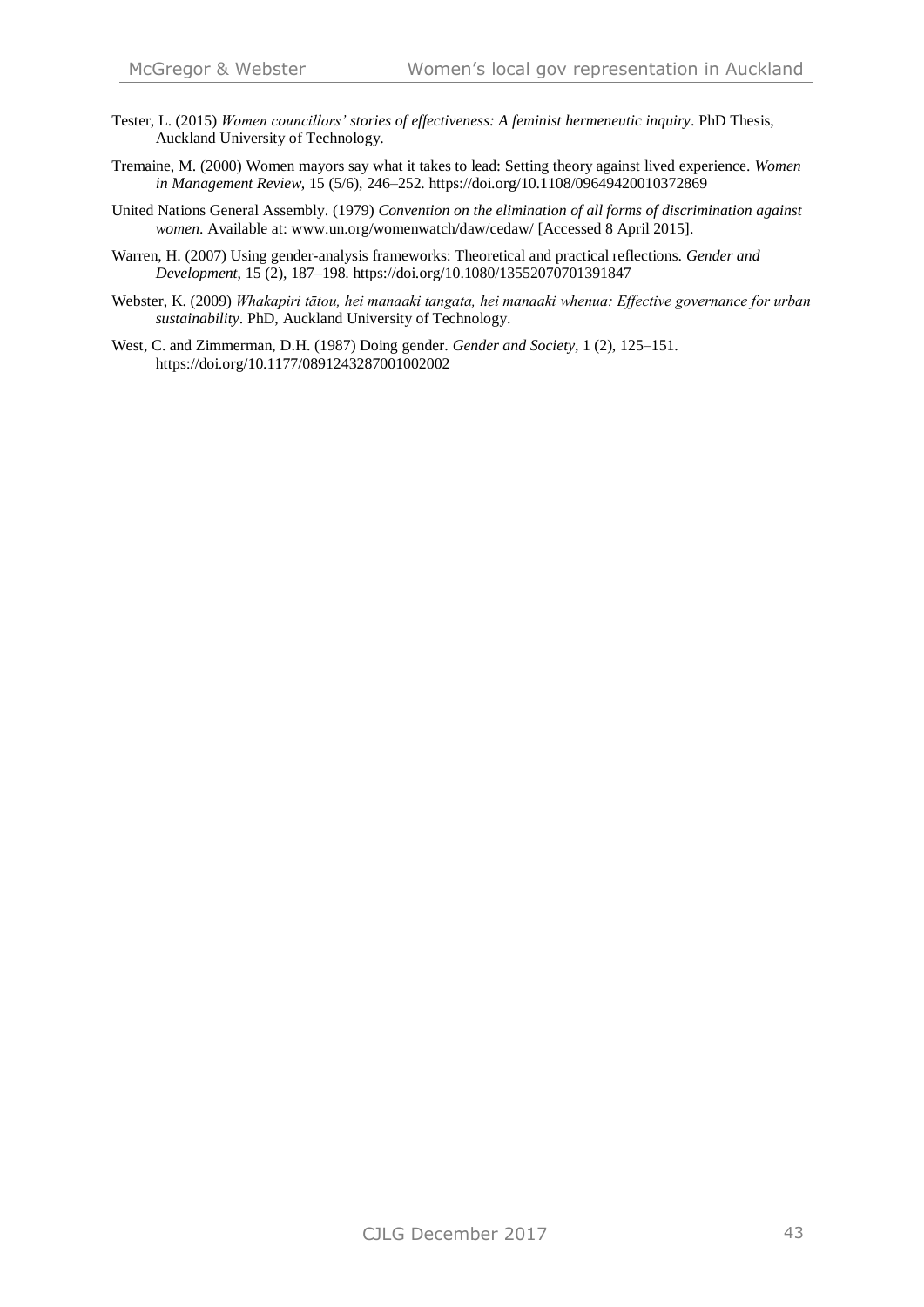Tester, L. (2015) *Women councillors' stories of effectiveness: A feminist hermeneutic inquiry*. PhD Thesis, Auckland University of Technology.

Tremaine, M. (2000) Women mayors say what it takes to lead: Setting theory against lived experience. *Women in Management Review*, 15 (5/6), 246–252. https://doi.org/10.1108/09649420010372869

United Nations General Assembly. (1979) *Convention on the elimination of all forms of discrimination against women*. Available at: www.un.org/womenwatch/daw/cedaw/ [Accessed 8 April 2015].

Warren, H. (2007) Using gender-analysis frameworks: Theoretical and practical reflections. *Gender and Development*, 15 (2), 187–198. https://doi.org/10.1080/13552070701391847

Webster, K. (2009) *Whakapiri tātou, hei manaaki tangata, hei manaaki whenua: Effective governance for urban sustainability*. PhD, Auckland University of Technology.

West, C. and Zimmerman, D.H. (1987) Doing gender. *Gender and Society*, 1 (2), 125–151. https://doi.org/10.1177/0891243287001002002